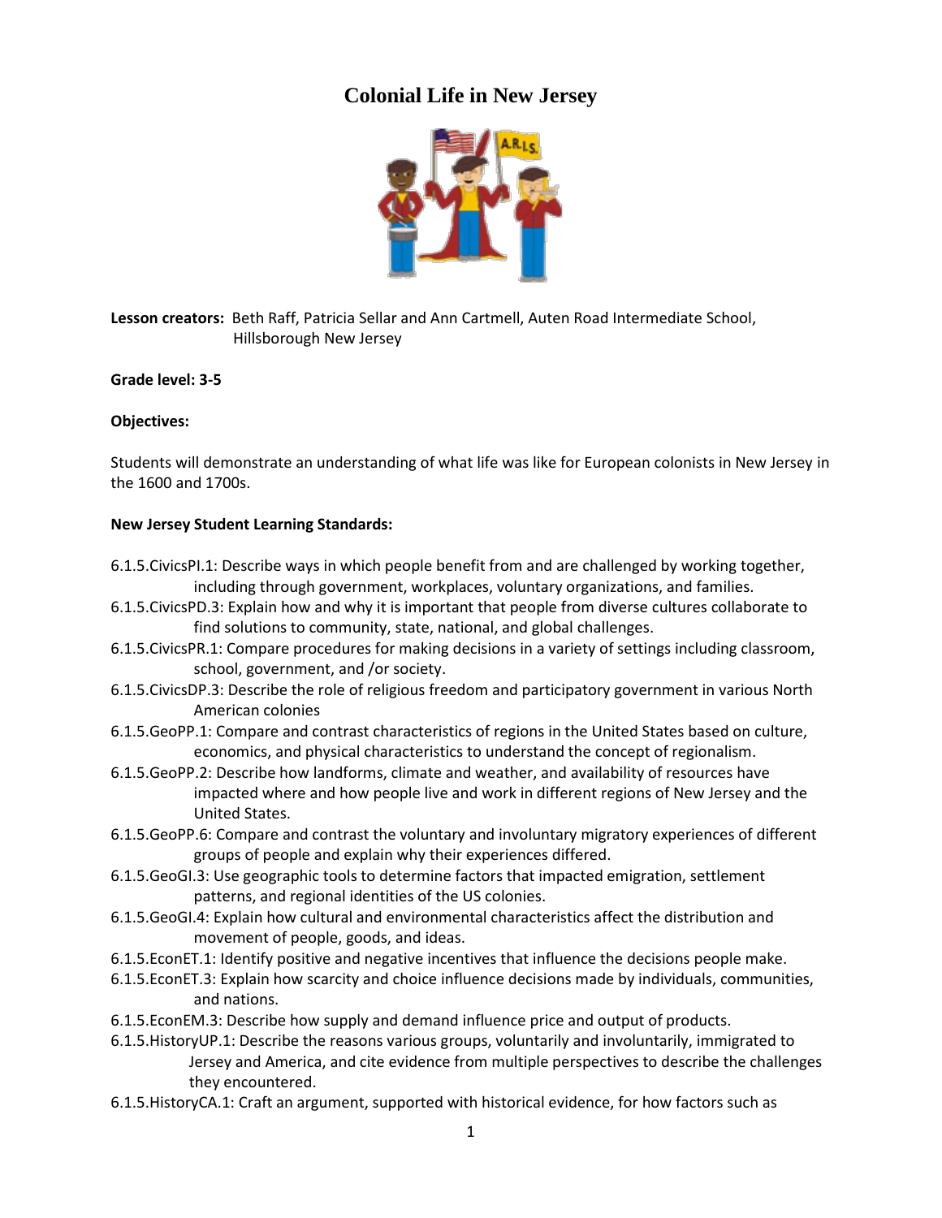# Colonial Life in New Jersey

**Lesson creators:** Beth Raff, Patricia Sellar and Ann Cartmell, Auten Road Intermediate School, Hillsborough New Jersey

**Grade level: 3-5**

**Objectives:**

Students will demonstrate an understanding of what life was like for European colonists in New Jersey in the 1600 and 1700s.

**New Jersey Student Learning Standards:**

- 6.1.5.CivicsPI.1: Describe ways in which people benefit from and are challenged by working together, including through government, workplaces, voluntary organizations, and families.
- 6.1.5.CivicsPD.3: Explain how and why it is important that people from diverse cultures collaborate to find solutions to community, state, national, and global challenges.
- 6.1.5.CivicsPR.1: Compare procedures for making decisions in a variety of settings including classroom, school, government, and /or society.
- 6.1.5.CivicsDP.3: Describe the role of religious freedom and participatory government in various North American colonies
- 6.1.5.GeoPP.1: Compare and contrast characteristics of regions in the United States based on culture, economics, and physical characteristics to understand the concept of regionalism.
- 6.1.5.GeoPP.2: Describe how landforms, climate and weather, and availability of resources have impacted where and how people live and work in different regions of New Jersey and the United States.
- 6.1.5.GeoPP.6: Compare and contrast the voluntary and involuntary migratory experiences of different groups of people and explain why their experiences differed.
- 6.1.5.GeoGI.3: Use geographic tools to determine factors that impacted emigration, settlement patterns, and regional identities of the US colonies.
- 6.1.5.GeoGI.4: Explain how cultural and environmental characteristics affect the distribution and movement of people, goods, and ideas.
- 6.1.5.EconET.1: Identify positive and negative incentives that influence the decisions people make.
- 6.1.5.EconET.3: Explain how scarcity and choice influence decisions made by individuals, communities, and nations.
- 6.1.5.EconEM.3: Describe how supply and demand influence price and output of products.
- 6.1.5.HistoryUP.1: Describe the reasons various groups, voluntarily and involuntarily, immigrated to Jersey and America, and cite evidence from multiple perspectives to describe the challenges they encountered.
- 6.1.5.HistoryCA.1: Craft an argument, supported with historical evidence, for how factors such as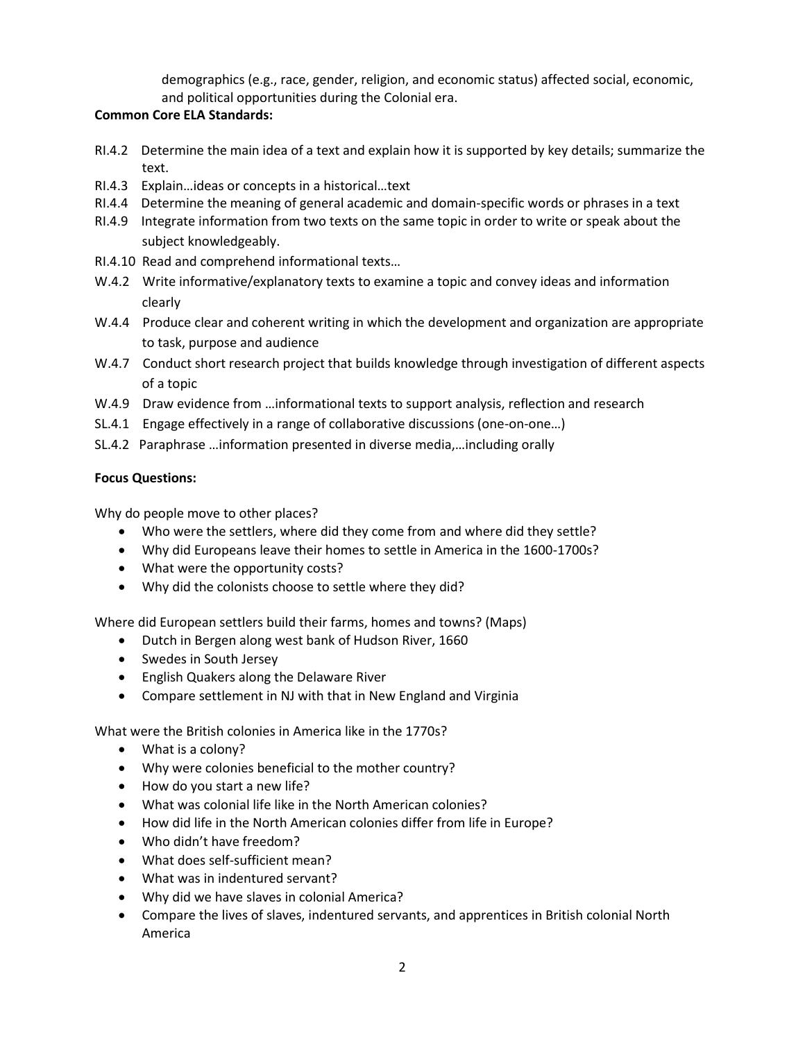demographics (e.g., race, gender, religion, and economic status) affected social, economic, and political opportunities during the Colonial era.

**Common Core ELA Standards:**

- RI.4.2 Determine the main idea of a text and explain how it is supported by key details; summarize the text.
- RI.4.3 Explain…ideas or concepts in a historical…text
- RI.4.4 Determine the meaning of general academic and domain-specific words or phrases in a text
- RI.4.9 Integrate information from two texts on the same topic in order to write or speak about the subject knowledgeably.
- RI.4.10 Read and comprehend informational texts…
- W.4.2 Write informative/explanatory texts to examine a topic and convey ideas and information clearly
- W.4.4 Produce clear and coherent writing in which the development and organization are appropriate to task, purpose and audience
- W.4.7 Conduct short research project that builds knowledge through investigation of different aspects of a topic
- W.4.9 Draw evidence from …informational texts to support analysis, reflection and research
- SL.4.1 Engage effectively in a range of collaborative discussions (one-on-one…)
- SL.4.2 Paraphrase …information presented in diverse media,…including orally

**Focus Questions:**

Why do people move to other places?

- Who were the settlers, where did they come from and where did they settle?
- Why did Europeans leave their homes to settle in America in the 1600-1700s?
- What were the opportunity costs?
- Why did the colonists choose to settle where they did?

Where did European settlers build their farms, homes and towns? (Maps)

- Dutch in Bergen along west bank of Hudson River, 1660
- Swedes in South Jersey
- English Quakers along the Delaware River
- Compare settlement in NJ with that in New England and Virginia

What were the British colonies in America like in the 1770s?

- What is a colony?
- Why were colonies beneficial to the mother country?
- How do you start a new life?
- What was colonial life like in the North American colonies?
- How did life in the North American colonies differ from life in Europe?
- Who didn't have freedom?
- What does self-sufficient mean?
- What was in indentured servant?
- Why did we have slaves in colonial America?
- Compare the lives of slaves, indentured servants, and apprentices in British colonial North America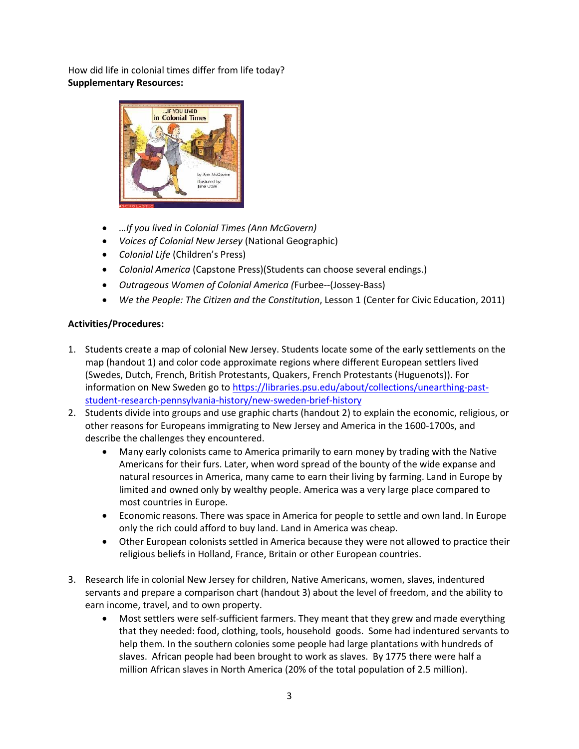How did life in colonial times differ from life today?

**Supplementary Resources:**

- *…If you lived in Colonial Times (Ann McGovern)*
- *Voices of Colonial New Jersey* (National Geographic)
- *Colonial Life* (Children's Press)
- *Colonial America* (Capstone Press)(Students can choose several endings.)
- *Outrageous Women of Colonial America (*Furbee--(Jossey-Bass)
- *We the People: The Citizen and the Constitution*, Lesson 1 (Center for Civic Education, 2011)

**Activities/Procedures:**

1. Students create a map of colonial New Jersey. Students locate some of the early settlements on the map (handout 1) and color code approximate regions where different European settlers lived (Swedes, Dutch, French, British Protestants, Quakers, French Protestants (Huguenots)). For information on New Sweden go to [https://libraries.psu.edu/about/collections/unearthing-past-student-research-pennsylvania-history/new-sweden-brief-history](https://libraries.psu.edu/about/collections/unearthing-past-student-research-pennsylvania-history/new-sweden-brief-history)
2. Students divide into groups and use graphic charts (handout 2) to explain the economic, religious, or other reasons for Europeans immigrating to New Jersey and America in the 1600-1700s, and describe the challenges they encountered.
   - Many early colonists came to America primarily to earn money by trading with the Native Americans for their furs. Later, when word spread of the bounty of the wide expanse and natural resources in America, many came to earn their living by farming. Land in Europe by limited and owned only by wealthy people. America was a very large place compared to most countries in Europe.
   - Economic reasons. There was space in America for people to settle and own land. In Europe only the rich could afford to buy land. Land in America was cheap.
   - Other European colonists settled in America because they were not allowed to practice their religious beliefs in Holland, France, Britain or other European countries.

3. Research life in colonial New Jersey for children, Native Americans, women, slaves, indentured servants and prepare a comparison chart (handout 3) about the level of freedom, and the ability to earn income, travel, and to own property.
   - Most settlers were self-sufficient farmers. They meant that they grew and made everything that they needed: food, clothing, tools, household goods. Some had indentured servants to help them. In the southern colonies some people had large plantations with hundreds of slaves. African people had been brought to work as slaves. By 1775 there were half a million African slaves in North America (20% of the total population of 2.5 million).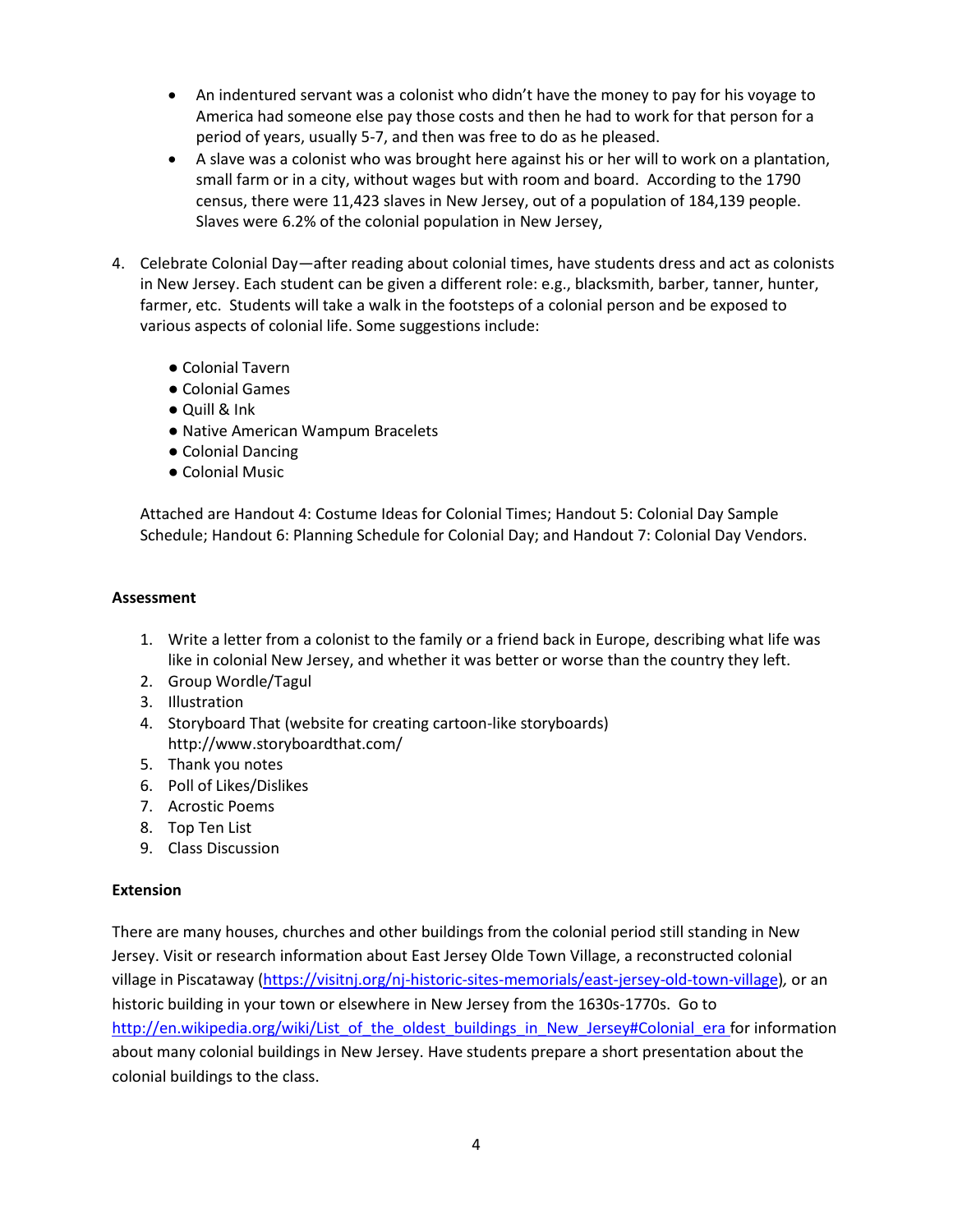- An indentured servant was a colonist who didn't have the money to pay for his voyage to America had someone else pay those costs and then he had to work for that person for a period of years, usually 5-7, and then was free to do as he pleased.
- A slave was a colonist who was brought here against his or her will to work on a plantation, small farm or in a city, without wages but with room and board. According to the 1790 census, there were 11,423 slaves in New Jersey, out of a population of 184,139 people. Slaves were 6.2% of the colonial population in New Jersey,

4. Celebrate Colonial Day—after reading about colonial times, have students dress and act as colonists in New Jersey. Each student can be given a different role: e.g., blacksmith, barber, tanner, hunter, farmer, etc. Students will take a walk in the footsteps of a colonial person and be exposed to various aspects of colonial life. Some suggestions include:

   - Colonial Tavern
   - Colonial Games
   - Quill & Ink
   - Native American Wampum Bracelets
   - Colonial Dancing
   - Colonial Music

   Attached are Handout 4: Costume Ideas for Colonial Times; Handout 5: Colonial Day Sample Schedule; Handout 6: Planning Schedule for Colonial Day; and Handout 7: Colonial Day Vendors.

**Assessment**

1. Write a letter from a colonist to the family or a friend back in Europe, describing what life was like in colonial New Jersey, and whether it was better or worse than the country they left.
2. Group Wordle/Tagul
3. Illustration
4. Storyboard That (website for creating cartoon-like storyboards) http://www.storyboardthat.com/
5. Thank you notes
6. Poll of Likes/Dislikes
7. Acrostic Poems
8. Top Ten List
9. Class Discussion

**Extension**

There are many houses, churches and other buildings from the colonial period still standing in New Jersey. Visit or research information about East Jersey Olde Town Village, a reconstructed colonial village in Piscataway (https://visitnj.org/nj-historic-sites-memorials/east-jersey-old-town-village), or an historic building in your town or elsewhere in New Jersey from the 1630s-1770s. Go to http://en.wikipedia.org/wiki/List_of_the_oldest_buildings_in_New_Jersey#Colonial_era for information about many colonial buildings in New Jersey. Have students prepare a short presentation about the colonial buildings to the class.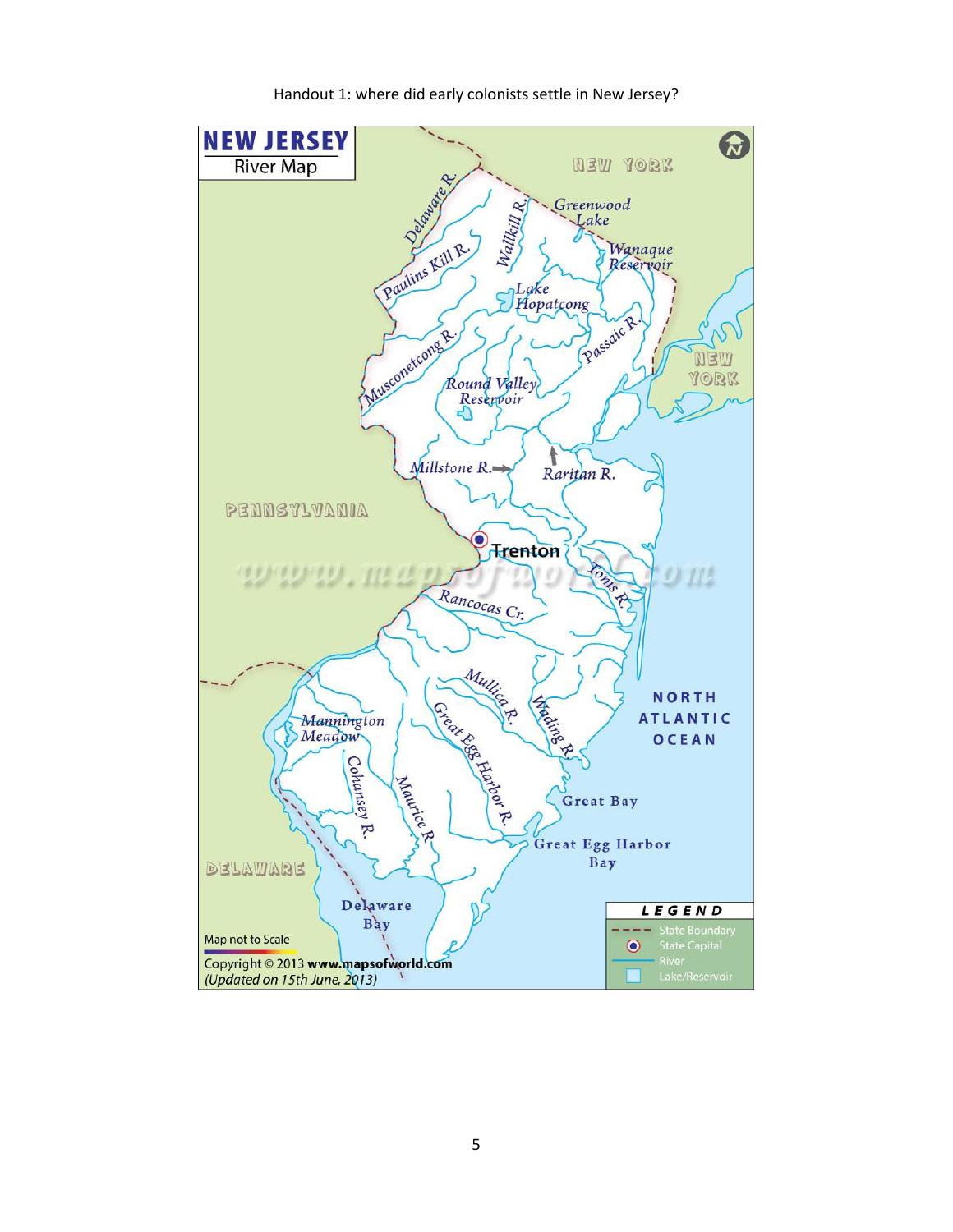Handout 1: where did early colonists settle in New Jersey?

# NEW JERSEY
River Map

NEW YORK

Delaware R.

Wallkill R.

Greenwood Lake

Wanaque Reservoir

Paulins Kill R.

Lake Hopatcong

Passaic R.

Musconetcong R.

NEW YORK

Round Valley Reservoir

Millstone R.

Raritan R.

PENNSYLVANIA

Trenton

www.mapsofworld.com

Toms R.

Rancocas Cr.

Mullica R.

Wading R.

NORTH ATLANTIC OCEAN

Mannington Meadow

Great Egg Harbor R.

Cohansey R.

Maurice R.

Great Bay

Great Egg Harbor Bay

DELAWARE

Delaware Bay

Map not to Scale

Copyright © 2013 www.mapsofworld.com
(Updated on 15th June, 2013)

LEGEND

State Boundary

State Capital

River

Lake/Reservoir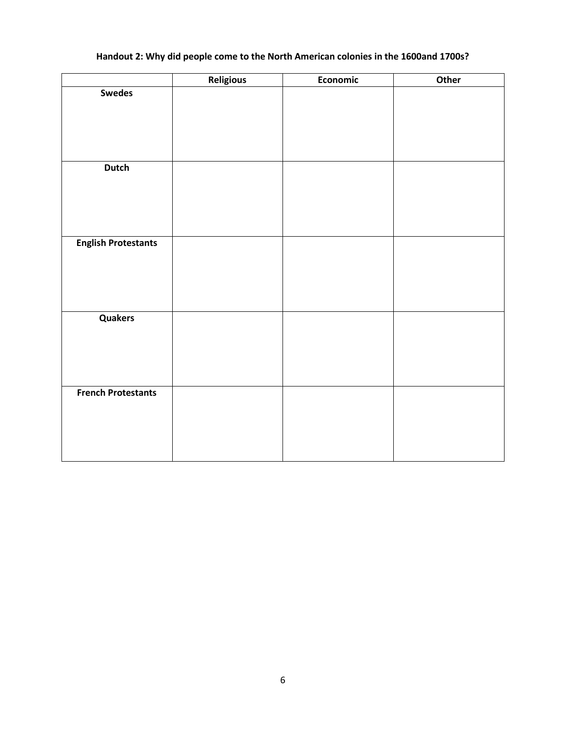**Handout 2: Why did people come to the North American colonies in the 1600and 1700s?**

| | Religious | Economic | Other |
|---|---|---|---|
| **Swedes** | | | |
| **Dutch** | | | |
| **English Protestants** | | | |
| **Quakers** | | | |
| **French Protestants** | | | |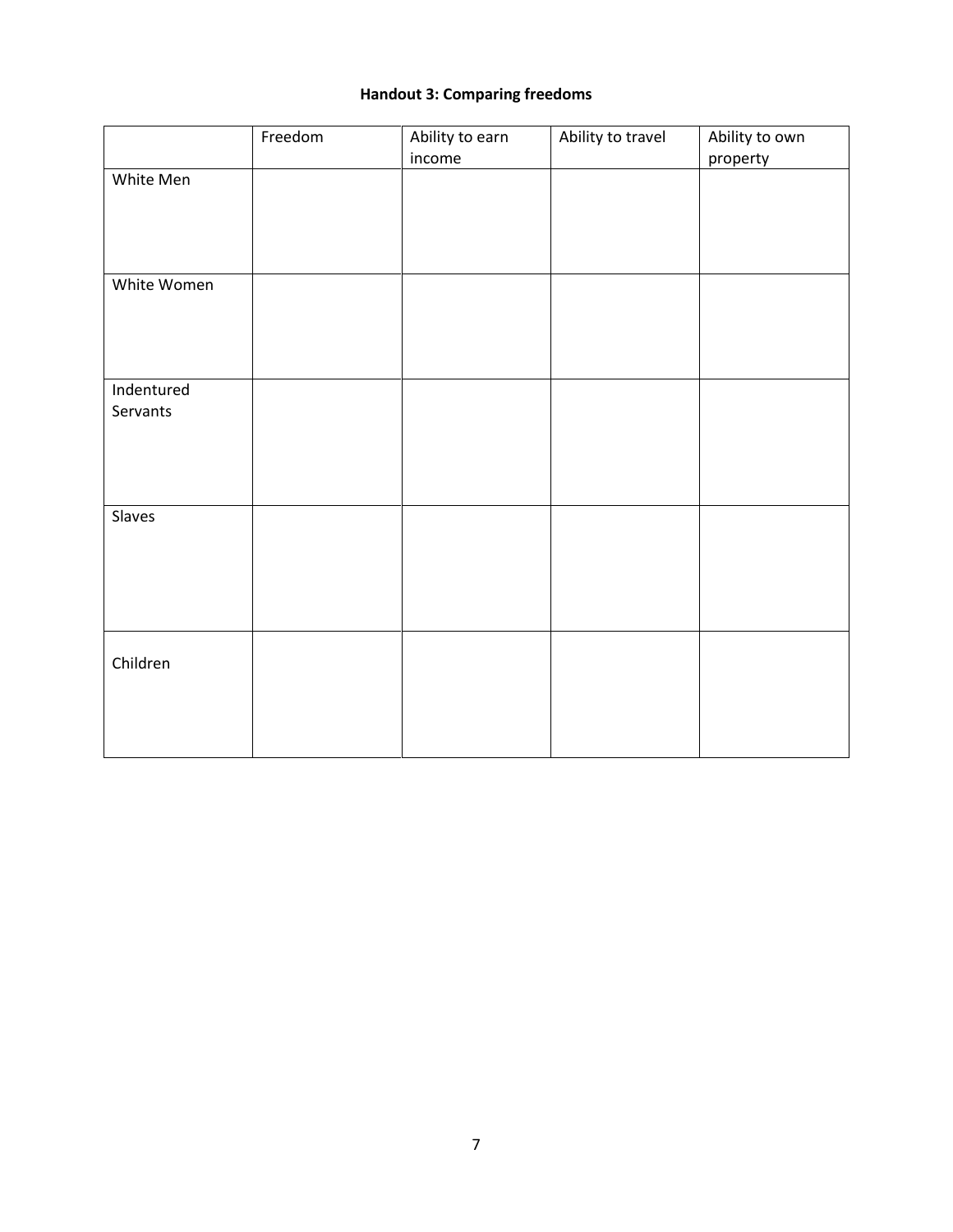**Handout 3: Comparing freedoms**

| | Freedom | Ability to earn income | Ability to travel | Ability to own property |
|---|---|---|---|---|
| White Men | | | | |
| White Women | | | | |
| Indentured Servants | | | | |
| Slaves | | | | |
| Children | | | | |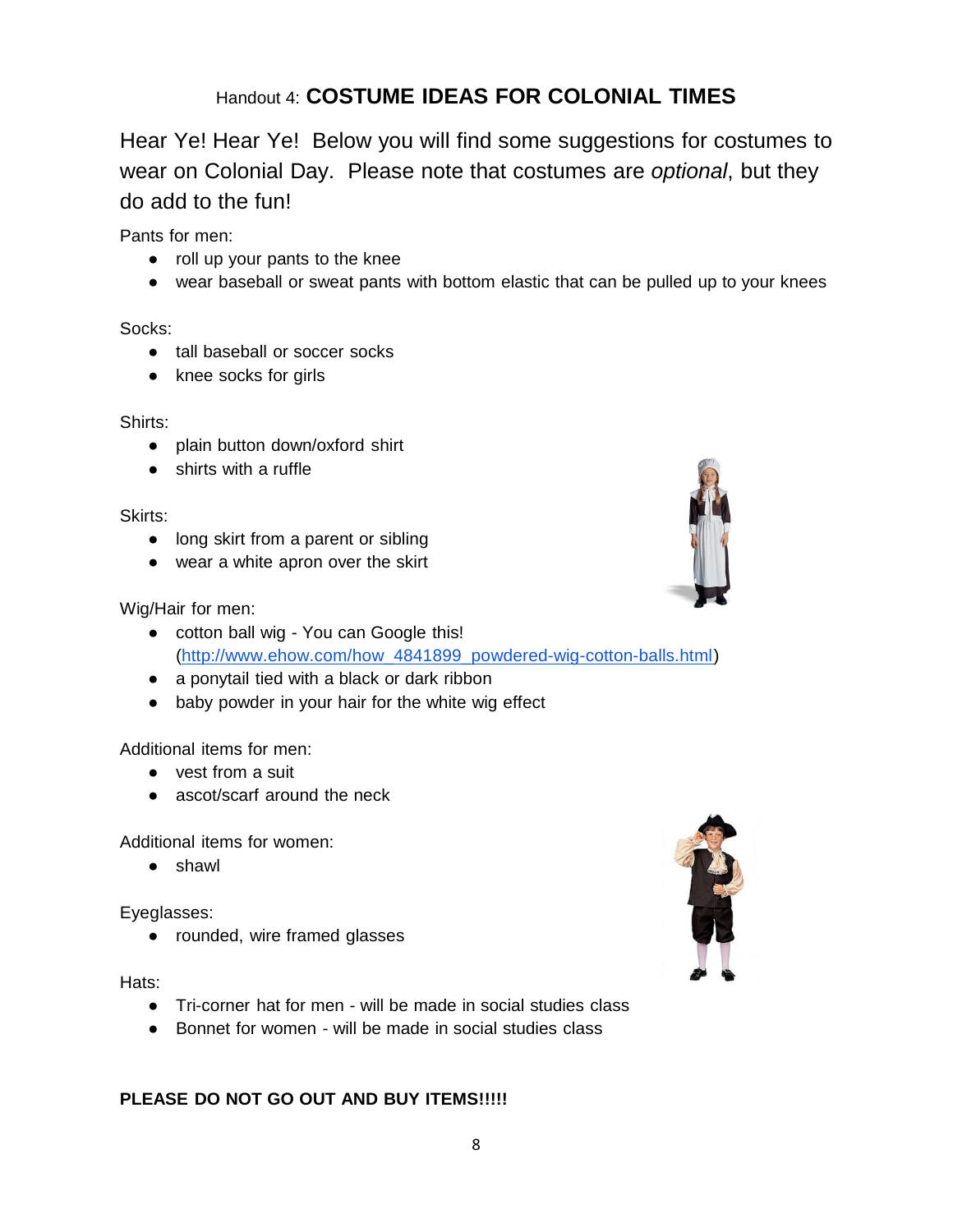## Handout 4: **COSTUME IDEAS FOR COLONIAL TIMES**

Hear Ye! Hear Ye! Below you will find some suggestions for costumes to wear on Colonial Day. Please note that costumes are *optional*, but they do add to the fun!

Pants for men:

- roll up your pants to the knee
- wear baseball or sweat pants with bottom elastic that can be pulled up to your knees

Socks:

- tall baseball or soccer socks
- knee socks for girls

Shirts:

- plain button down/oxford shirt
- shirts with a ruffle

Skirts:

- long skirt from a parent or sibling
- wear a white apron over the skirt

Wig/Hair for men:

- cotton ball wig - You can Google this! ([http://www.ehow.com/how_4841899_powdered-wig-cotton-balls.html](http://www.ehow.com/how_4841899_powdered-wig-cotton-balls.html))
- a ponytail tied with a black or dark ribbon
- baby powder in your hair for the white wig effect

Additional items for men:

- vest from a suit
- ascot/scarf around the neck

Additional items for women:

- shawl

Eyeglasses:

- rounded, wire framed glasses

Hats:

- Tri-corner hat for men - will be made in social studies class
- Bonnet for women - will be made in social studies class

**PLEASE DO NOT GO OUT AND BUY ITEMS!!!!!**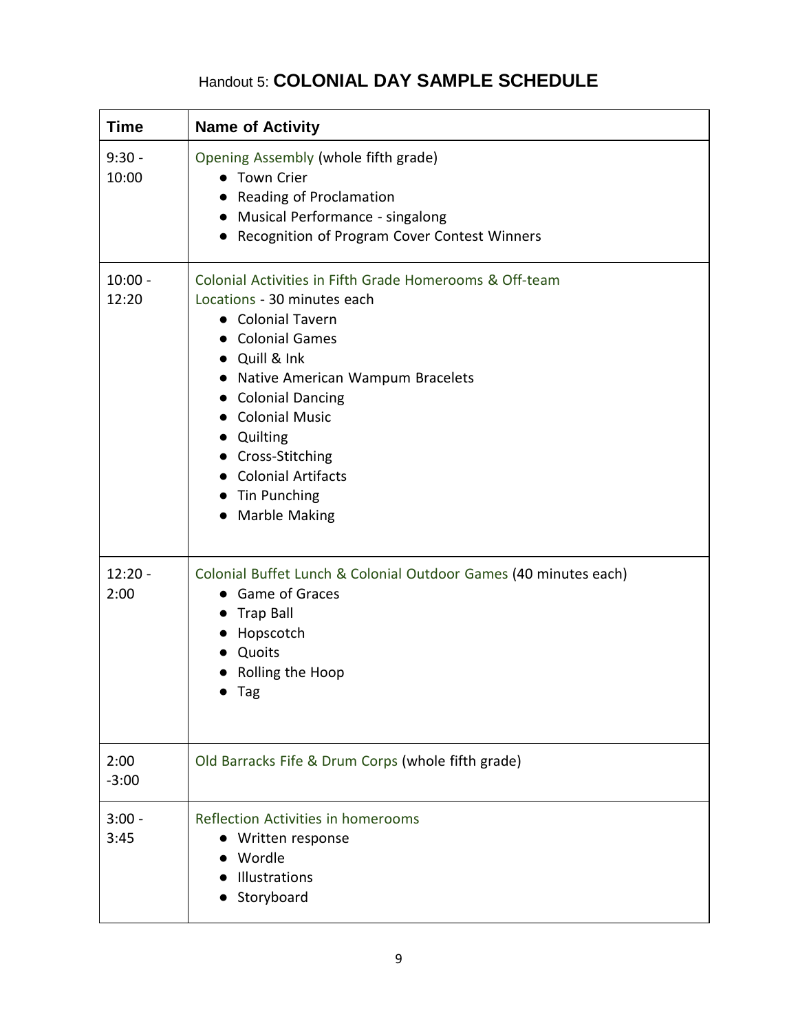# Handout 5: **COLONIAL DAY SAMPLE SCHEDULE**

| **Time** | **Name of Activity** |
| --- | --- |
| 9:30 - 10:00 | Opening Assembly (whole fifth grade)<br>• Town Crier<br>• Reading of Proclamation<br>• Musical Performance - singalong<br>• Recognition of Program Cover Contest Winners |
| 10:00 - 12:20 | Colonial Activities in Fifth Grade Homerooms & Off-team Locations - 30 minutes each<br>• Colonial Tavern<br>• Colonial Games<br>• Quill & Ink<br>• Native American Wampum Bracelets<br>• Colonial Dancing<br>• Colonial Music<br>• Quilting<br>• Cross-Stitching<br>• Colonial Artifacts<br>• Tin Punching<br>• Marble Making |
| 12:20 - 2:00 | Colonial Buffet Lunch & Colonial Outdoor Games (40 minutes each)<br>• Game of Graces<br>• Trap Ball<br>• Hopscotch<br>• Quoits<br>• Rolling the Hoop<br>• Tag |
| 2:00 -3:00 | Old Barracks Fife & Drum Corps (whole fifth grade) |
| 3:00 - 3:45 | Reflection Activities in homerooms<br>• Written response<br>• Wordle<br>• Illustrations<br>• Storyboard |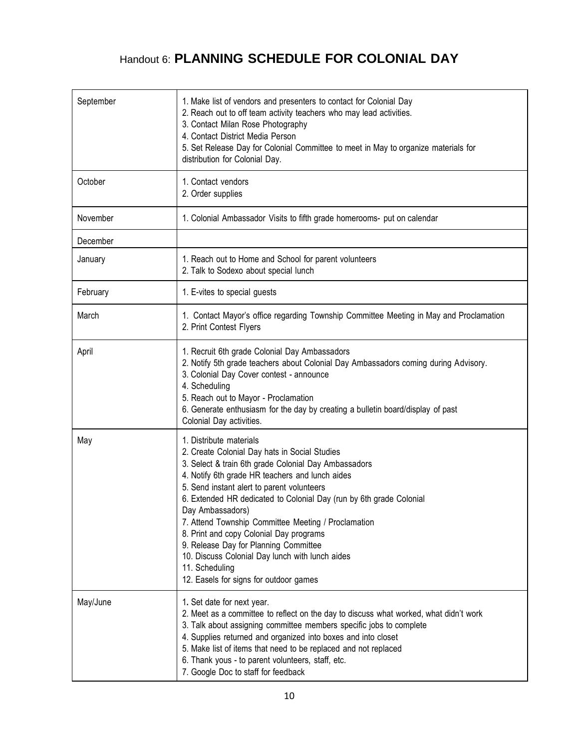# Handout 6: **PLANNING SCHEDULE FOR COLONIAL DAY**

| | |
|---|---|
| September | 1. Make list of vendors and presenters to contact for Colonial Day<br>2. Reach out to off team activity teachers who may lead activities.<br>3. Contact Milan Rose Photography<br>4. Contact District Media Person<br>5. Set Release Day for Colonial Committee to meet in May to organize materials for distribution for Colonial Day. |
| October | 1. Contact vendors<br>2. Order supplies |
| November | 1. Colonial Ambassador Visits to fifth grade homerooms- put on calendar |
| December | |
| January | 1. Reach out to Home and School for parent volunteers<br>2. Talk to Sodexo about special lunch |
| February | 1. E-vites to special guests |
| March | 1. Contact Mayor's office regarding Township Committee Meeting in May and Proclamation<br>2. Print Contest Flyers |
| April | 1. Recruit 6th grade Colonial Day Ambassadors<br>2. Notify 5th grade teachers about Colonial Day Ambassadors coming during Advisory.<br>3. Colonial Day Cover contest - announce<br>4. Scheduling<br>5. Reach out to Mayor - Proclamation<br>6. Generate enthusiasm for the day by creating a bulletin board/display of past Colonial Day activities. |
| May | 1. Distribute materials<br>2. Create Colonial Day hats in Social Studies<br>3. Select & train 6th grade Colonial Day Ambassadors<br>4. Notify 6th grade HR teachers and lunch aides<br>5. Send instant alert to parent volunteers<br>6. Extended HR dedicated to Colonial Day (run by 6th grade Colonial Day Ambassadors)<br>7. Attend Township Committee Meeting / Proclamation<br>8. Print and copy Colonial Day programs<br>9. Release Day for Planning Committee<br>10. Discuss Colonial Day lunch with lunch aides<br>11. Scheduling<br>12. Easels for signs for outdoor games |
| May/June | 1. Set date for next year.<br>2. Meet as a committee to reflect on the day to discuss what worked, what didn't work<br>3. Talk about assigning committee members specific jobs to complete<br>4. Supplies returned and organized into boxes and into closet<br>5. Make list of items that need to be replaced and not replaced<br>6. Thank yous - to parent volunteers, staff, etc.<br>7. Google Doc to staff for feedback |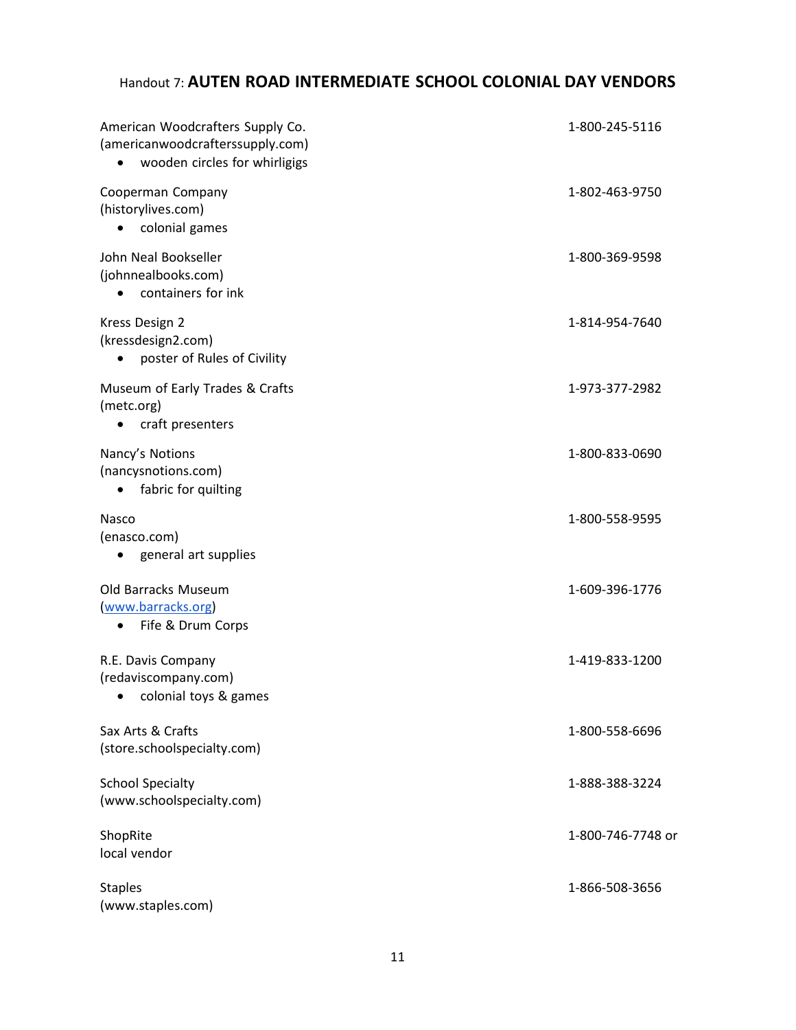Handout 7: **AUTEN ROAD INTERMEDIATE SCHOOL COLONIAL DAY VENDORS**

American Woodcrafters Supply Co. 1-800-245-5116
(americanwoodcrafterssupply.com)
- wooden circles for whirligigs

Cooperman Company 1-802-463-9750
(historylives.com)
- colonial games

John Neal Bookseller 1-800-369-9598
(johnnealbooks.com)
- containers for ink

Kress Design 2 1-814-954-7640
(kressdesign2.com)
- poster of Rules of Civility

Museum of Early Trades & Crafts 1-973-377-2982
(metc.org)
- craft presenters

Nancy's Notions 1-800-833-0690
(nancysnotions.com)
- fabric for quilting

Nasco 1-800-558-9595
(enasco.com)
- general art supplies

Old Barracks Museum 1-609-396-1776
([www.barracks.org](http://www.barracks.org))
- Fife & Drum Corps

R.E. Davis Company 1-419-833-1200
(redaviscompany.com)
- colonial toys & games

Sax Arts & Crafts 1-800-558-6696
(store.schoolspecialty.com)

School Specialty 1-888-388-3224
(www.schoolspecialty.com)

ShopRite 1-800-746-7748 or
local vendor

Staples 1-866-508-3656
(www.staples.com)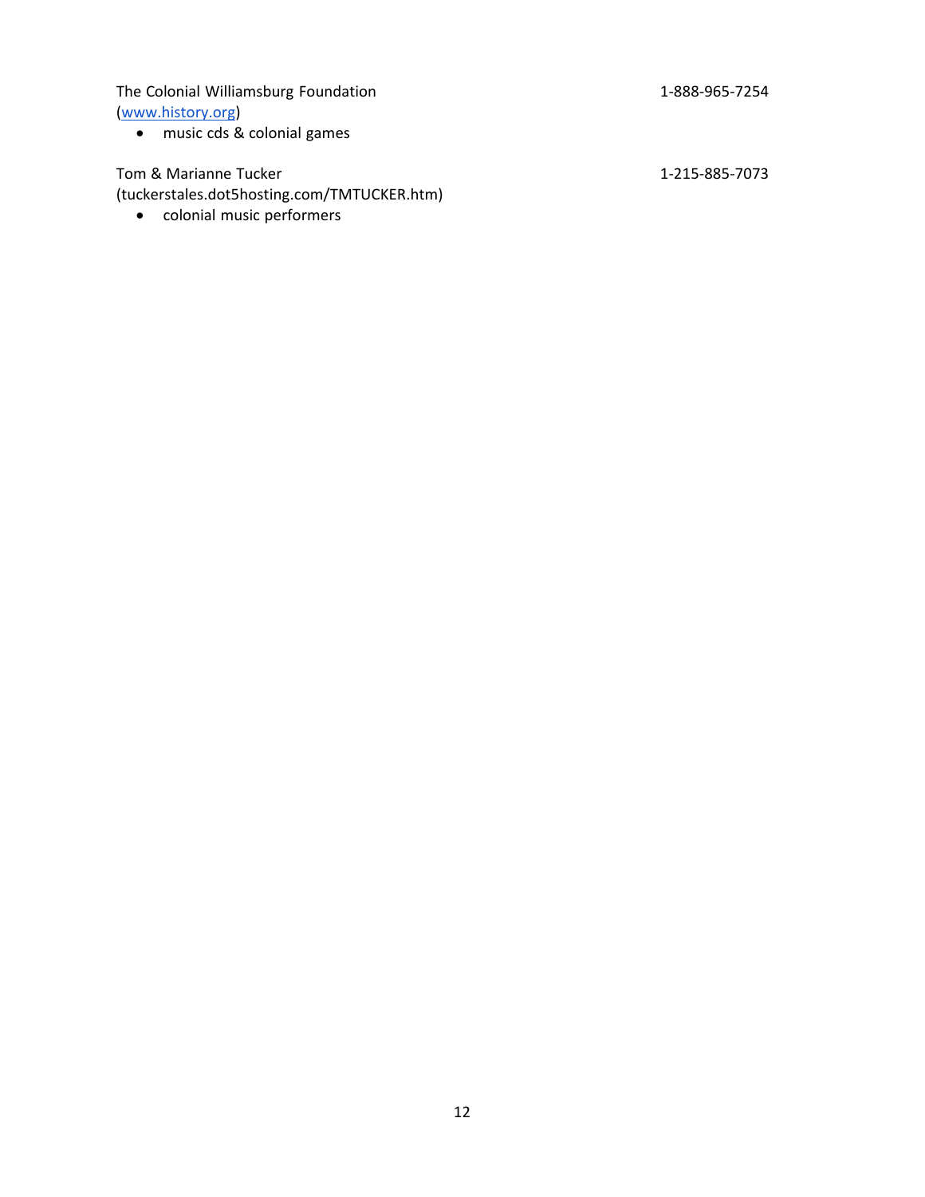The Colonial Williamsburg Foundation 1-888-965-7254
([www.history.org](http://www.history.org))

- music cds & colonial games

Tom & Marianne Tucker 1-215-885-7073
(tuckerstales.dot5hosting.com/TMTUCKER.htm)

- colonial music performers